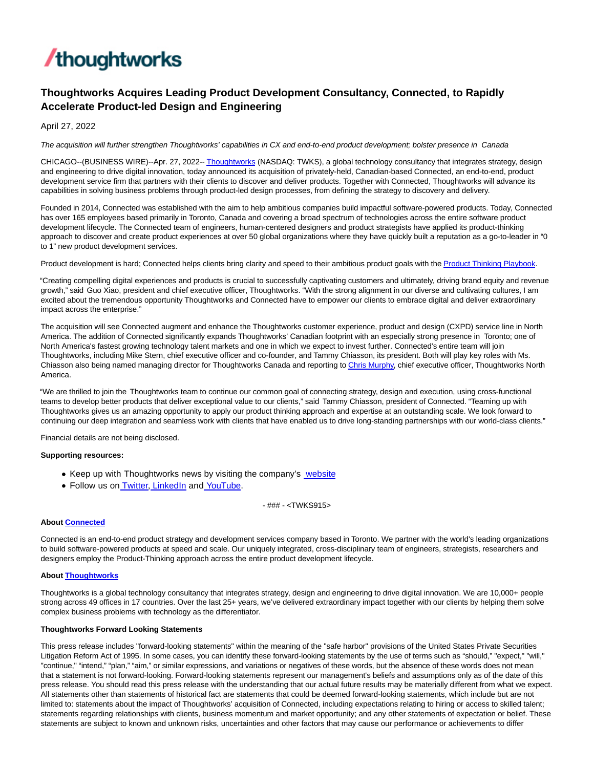thoughtworks

# Thoughtworks Acquires Leading Product Development Consultancy, Connected, to Rapidly Accelerate Product-led Design and Engineering

April 27, 2022

*The acquisition will further strengthen Thoughtworks' capabilities in CX and end-to-end product development; bolster presence in Canada*

CHICAGO--(BUSINESS WIRE)--Apr. 27, 2022-- Thoughtworks (NASDAQ: TWKS), a global technology consultancy that integrates strategy, design and engineering to drive digital innovation, today announced its acquisition of privately-held, Canadian-based Connected, an end-to-end, product development service firm that partners with their clients to discover and deliver products. Together with Connected, Thoughtworks will advance its capabilities in solving business problems through product-led design processes, from defining the strategy to discovery and delivery.

Founded in 2014, Connected was established with the aim to help ambitious companies build impactful software-powered products. Today, Connected has over 165 employees based primarily in Toronto, Canada and covering a broad spectrum of technologies across the entire software product development lifecycle. The Connected team of engineers, human-centered designers and product strategists have applied its product-thinking approach to discover and create product experiences at over 50 global organizations where they have quickly built a reputation as a go-to-leader in "0 to 1" new product development services.

Product development is hard; Connected helps clients bring clarity and speed to their ambitious product goals with the Product Thinking Playbook.

"Creating compelling digital experiences and products is crucial to successfully captivating customers and ultimately, driving brand equity and revenue growth," said Guo Xiao, president and chief executive officer, Thoughtworks. "With the strong alignment in our diverse and cultivating cultures, I am excited about the tremendous opportunity Thoughtworks and Connected have to empower our clients to embrace digital and deliver extraordinary impact across the enterprise."

The acquisition will see Connected augment and enhance the Thoughtworks customer experience, product and design (CXPD) service line in North America. The addition of Connected significantly expands Thoughtworks' Canadian footprint with an especially strong presence in Toronto; one of North America's fastest growing technology talent markets and one in which we expect to invest further. Connected's entire team will join Thoughtworks, including Mike Stern, chief executive officer and co-founder, and Tammy Chiasson, its president. Both will play key roles with Ms. Chiasson also being named managing director for Thoughtworks Canada and reporting to Chris Murphy, chief executive officer, Thoughtworks North America.

"We are thrilled to join the Thoughtworks team to continue our common goal of connecting strategy, design and execution, using cross-functional teams to develop better products that deliver exceptional value to our clients," said Tammy Chiasson, president of Connected. "Teaming up with Thoughtworks gives us an amazing opportunity to apply our product thinking approach and expertise at an outstanding scale. We look forward to continuing our deep integration and seamless work with clients that have enabled us to drive long-standing partnerships with our world-class clients."

Financial details are not being disclosed.

**Supporting resources:**

- Keep up with Thoughtworks news by visiting the company's website
- Follow us on Twitter, LinkedIn and YouTube.

- ### - <TWKS915>

**About Connected**

Connected is an end-to-end product strategy and development services company based in Toronto. We partner with the world's leading organizations to build software-powered products at speed and scale. Our uniquely integrated, cross-disciplinary team of engineers, strategists, researchers and designers employ the Product-Thinking approach across the entire product development lifecycle.

**About Thoughtworks**

Thoughtworks is a global technology consultancy that integrates strategy, design and engineering to drive digital innovation. We are 10,000+ people strong across 49 offices in 17 countries. Over the last 25+ years, we've delivered extraordinary impact together with our clients by helping them solve complex business problems with technology as the differentiator.

**Thoughtworks Forward Looking Statements**

This press release includes "forward-looking statements" within the meaning of the "safe harbor" provisions of the United States Private Securities Litigation Reform Act of 1995. In some cases, you can identify these forward-looking statements by the use of terms such as "should," "expect," "will," "continue," "intend," "plan," "aim," or similar expressions, and variations or negatives of these words, but the absence of these words does not mean that a statement is not forward-looking. Forward-looking statements represent our management's beliefs and assumptions only as of the date of this press release. You should read this press release with the understanding that our actual future results may be materially different from what we expect. All statements other than statements of historical fact are statements that could be deemed forward-looking statements, which include but are not limited to: statements about the impact of Thoughtworks' acquisition of Connected, including expectations relating to hiring or access to skilled talent; statements regarding relationships with clients, business momentum and market opportunity; and any other statements of expectation or belief. These statements are subject to known and unknown risks, uncertainties and other factors that may cause our performance or achievements to differ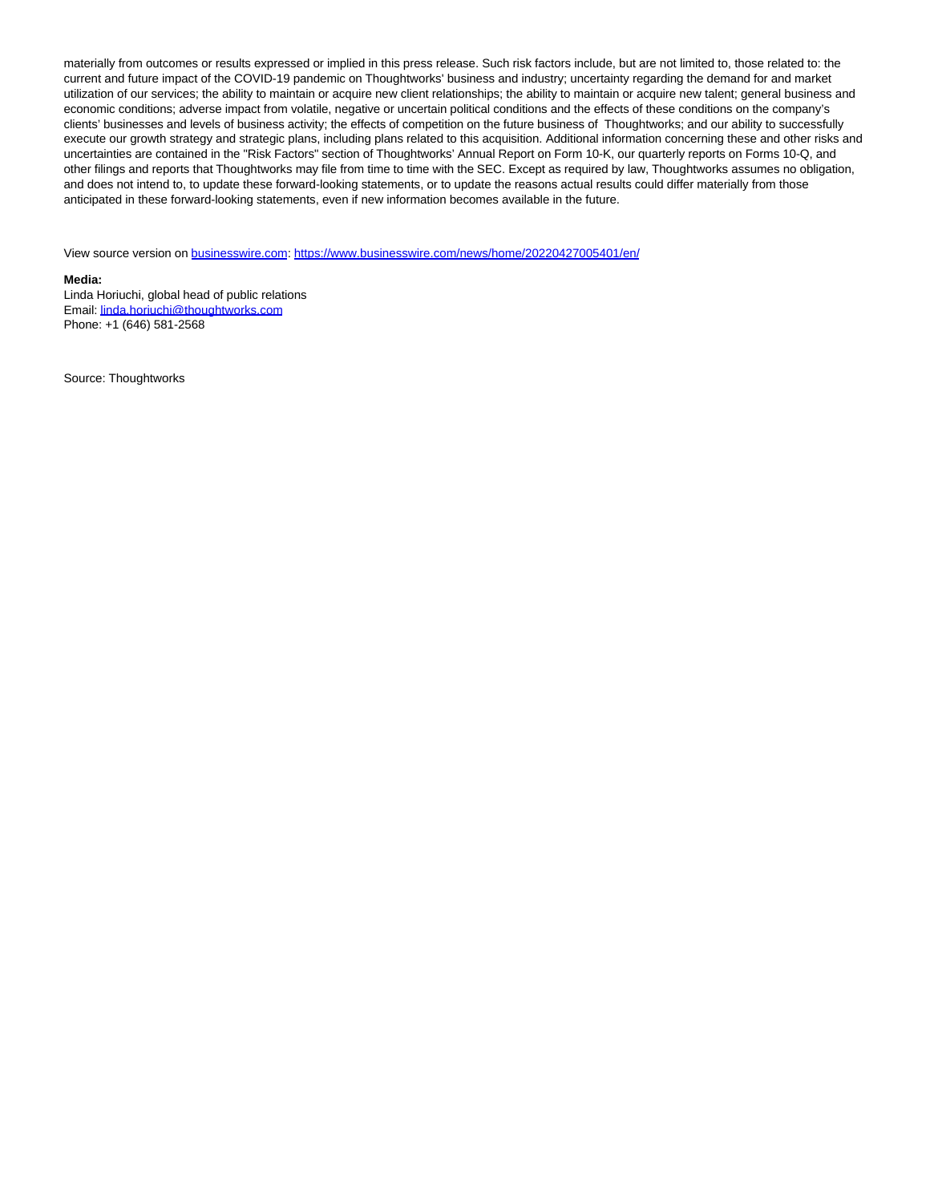materially from outcomes or results expressed or implied in this press release. Such risk factors include, but are not limited to, those related to: the current and future impact of the COVID-19 pandemic on Thoughtworks' business and industry; uncertainty regarding the demand for and market utilization of our services; the ability to maintain or acquire new client relationships; the ability to maintain or acquire new talent; general business and economic conditions; adverse impact from volatile, negative or uncertain political conditions and the effects of these conditions on the company's clients' businesses and levels of business activity; the effects of competition on the future business of Thoughtworks; and our ability to successfully execute our growth strategy and strategic plans, including plans related to this acquisition. Additional information concerning these and other risks and uncertainties are contained in the "Risk Factors" section of Thoughtworks' Annual Report on Form 10-K, our quarterly reports on Forms 10-Q, and other filings and reports that Thoughtworks may file from time to time with the SEC. Except as required by law, Thoughtworks assumes no obligation, and does not intend to, to update these forward-looking statements, or to update the reasons actual results could differ materially from those anticipated in these forward-looking statements, even if new information becomes available in the future.

View source version on businesswire.com: https://www.businesswire.com/news/home/20220427005401/en/

**Media:**
Linda Horiuchi, global head of public relations
Email: linda.horiuchi@thoughtworks.com
Phone: +1 (646) 581-2568

Source: Thoughtworks